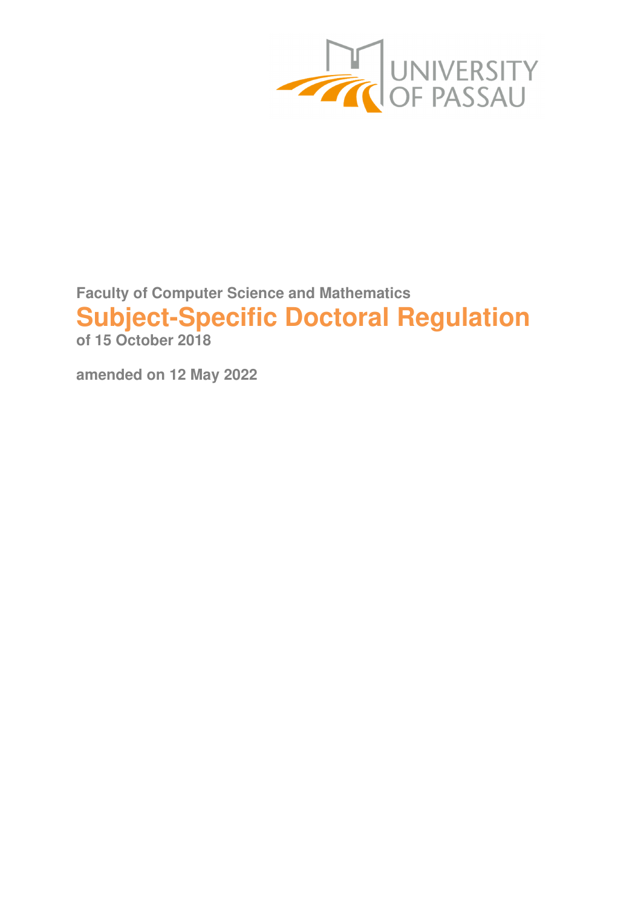UNIVERSITY OF PASSAU

Faculty of Computer Science and Mathematics

# Subject-Specific Doctoral Regulation

**of 15 October 2018**

**amended on 12 May 2022**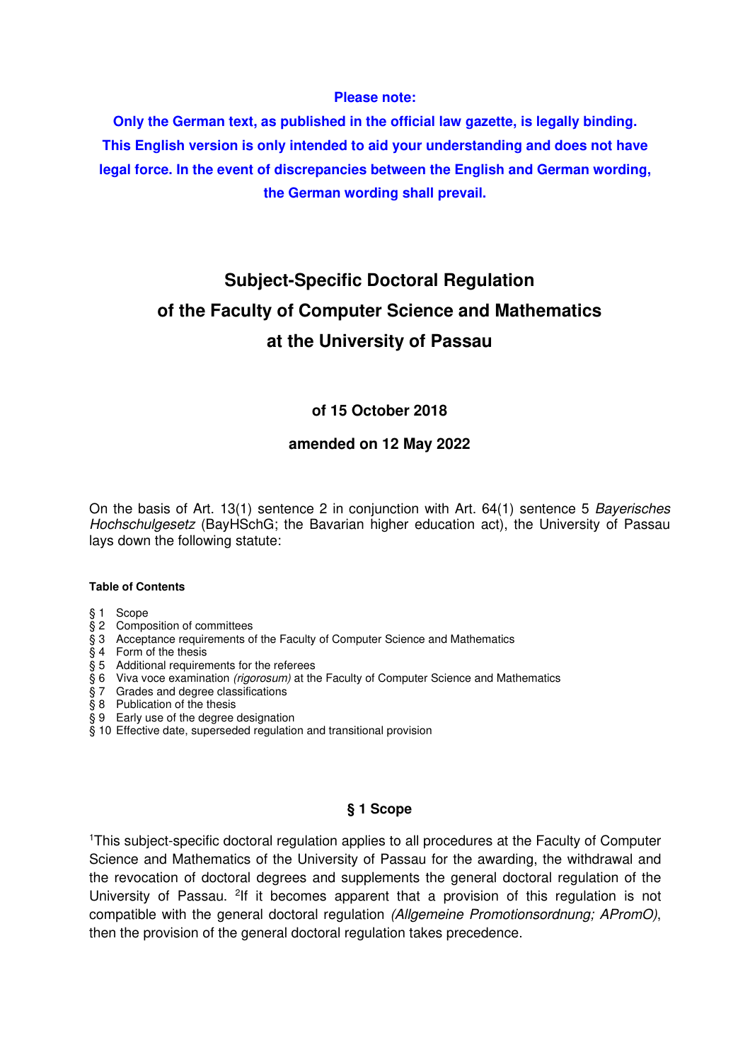**Please note:**

**Only the German text, as published in the official law gazette, is legally binding. This English version is only intended to aid your understanding and does not have legal force. In the event of discrepancies between the English and German wording, the German wording shall prevail.**

# Subject-Specific Doctoral Regulation of the Faculty of Computer Science and Mathematics at the University of Passau

**of 15 October 2018**

**amended on 12 May 2022**

On the basis of Art. 13(1) sentence 2 in conjunction with Art. 64(1) sentence 5 *Bayerisches Hochschulgesetz* (BayHSchG; the Bavarian higher education act), the University of Passau lays down the following statute:

**Table of Contents**

§ 1 Scope
§ 2 Composition of committees
§ 3 Acceptance requirements of the Faculty of Computer Science and Mathematics
§ 4 Form of the thesis
§ 5 Additional requirements for the referees
§ 6 Viva voce examination *(rigorosum)* at the Faculty of Computer Science and Mathematics
§ 7 Grades and degree classifications
§ 8 Publication of the thesis
§ 9 Early use of the degree designation
§ 10 Effective date, superseded regulation and transitional provision

## § 1 Scope

[1]This subject-specific doctoral regulation applies to all procedures at the Faculty of Computer Science and Mathematics of the University of Passau for the awarding, the withdrawal and the revocation of doctoral degrees and supplements the general doctoral regulation of the University of Passau. [2]If it becomes apparent that a provision of this regulation is not compatible with the general doctoral regulation *(Allgemeine Promotionsordnung; APromO)*, then the provision of the general doctoral regulation takes precedence.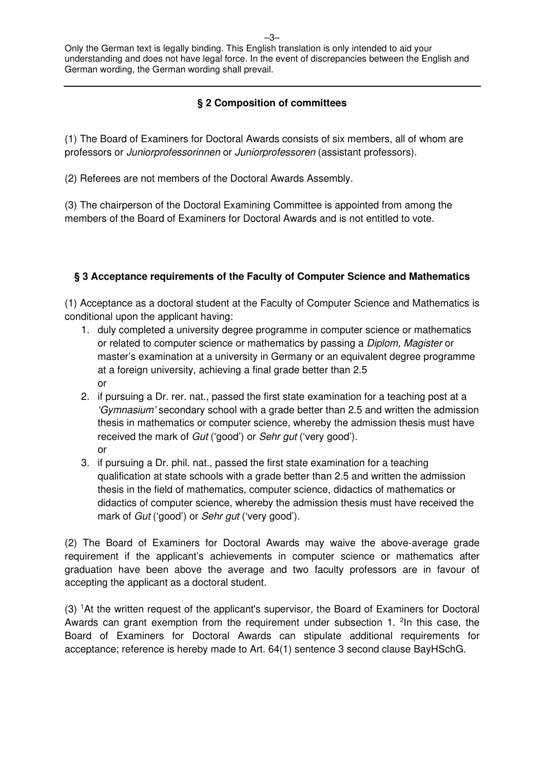Only the German text is legally binding. This English translation is only intended to aid your understanding and does not have legal force. In the event of discrepancies between the English and German wording, the German wording shall prevail.

## § 2 Composition of committees

(1) The Board of Examiners for Doctoral Awards consists of six members, all of whom are professors or *Juniorprofessorinnen* or *Juniorprofessoren* (assistant professors).

(2) Referees are not members of the Doctoral Awards Assembly.

(3) The chairperson of the Doctoral Examining Committee is appointed from among the members of the Board of Examiners for Doctoral Awards and is not entitled to vote.

## § 3 Acceptance requirements of the Faculty of Computer Science and Mathematics

(1) Acceptance as a doctoral student at the Faculty of Computer Science and Mathematics is conditional upon the applicant having:

1. duly completed a university degree programme in computer science or mathematics or related to computer science or mathematics by passing a *Diplom, Magister* or master's examination at a university in Germany or an equivalent degree programme at a foreign university, achieving a final grade better than 2.5
   or
2. if pursuing a Dr. rer. nat., passed the first state examination for a teaching post at a *'Gymnasium'* secondary school with a grade better than 2.5 and written the admission thesis in mathematics or computer science, whereby the admission thesis must have received the mark of *Gut* ('good') or *Sehr gut* ('very good').
   or
3. if pursuing a Dr. phil. nat., passed the first state examination for a teaching qualification at state schools with a grade better than 2.5 and written the admission thesis in the field of mathematics, computer science, didactics of mathematics or didactics of computer science, whereby the admission thesis must have received the mark of *Gut* ('good') or *Sehr gut* ('very good').

(2) The Board of Examiners for Doctoral Awards may waive the above-average grade requirement if the applicant's achievements in computer science or mathematics after graduation have been above the average and two faculty professors are in favour of accepting the applicant as a doctoral student.

(3) [1]At the written request of the applicant's supervisor, the Board of Examiners for Doctoral Awards can grant exemption from the requirement under subsection 1. [2]In this case, the Board of Examiners for Doctoral Awards can stipulate additional requirements for acceptance; reference is hereby made to Art. 64(1) sentence 3 second clause BayHSchG.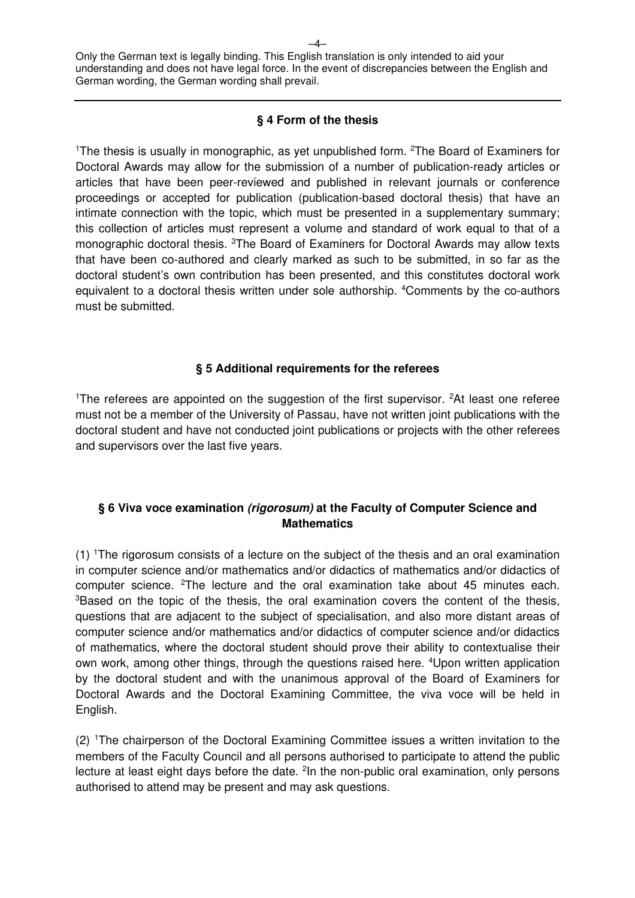Only the German text is legally binding. This English translation is only intended to aid your understanding and does not have legal force. In the event of discrepancies between the English and German wording, the German wording shall prevail.

### § 4 Form of the thesis

[1]The thesis is usually in monographic, as yet unpublished form. [2]The Board of Examiners for Doctoral Awards may allow for the submission of a number of publication-ready articles or articles that have been peer-reviewed and published in relevant journals or conference proceedings or accepted for publication (publication-based doctoral thesis) that have an intimate connection with the topic, which must be presented in a supplementary summary; this collection of articles must represent a volume and standard of work equal to that of a monographic doctoral thesis. [3]The Board of Examiners for Doctoral Awards may allow texts that have been co-authored and clearly marked as such to be submitted, in so far as the doctoral student's own contribution has been presented, and this constitutes doctoral work equivalent to a doctoral thesis written under sole authorship. [4]Comments by the co-authors must be submitted.

### § 5 Additional requirements for the referees

[1]The referees are appointed on the suggestion of the first supervisor. [2]At least one referee must not be a member of the University of Passau, have not written joint publications with the doctoral student and have not conducted joint publications or projects with the other referees and supervisors over the last five years.

### § 6 Viva voce examination *(rigorosum)* at the Faculty of Computer Science and Mathematics

(1) [1]The rigorosum consists of a lecture on the subject of the thesis and an oral examination in computer science and/or mathematics and/or didactics of mathematics and/or didactics of computer science. [2]The lecture and the oral examination take about 45 minutes each. [3]Based on the topic of the thesis, the oral examination covers the content of the thesis, questions that are adjacent to the subject of specialisation, and also more distant areas of computer science and/or mathematics and/or didactics of computer science and/or didactics of mathematics, where the doctoral student should prove their ability to contextualise their own work, among other things, through the questions raised here. [4]Upon written application by the doctoral student and with the unanimous approval of the Board of Examiners for Doctoral Awards and the Doctoral Examining Committee, the viva voce will be held in English.

(2) [1]The chairperson of the Doctoral Examining Committee issues a written invitation to the members of the Faculty Council and all persons authorised to participate to attend the public lecture at least eight days before the date. [2]In the non-public oral examination, only persons authorised to attend may be present and may ask questions.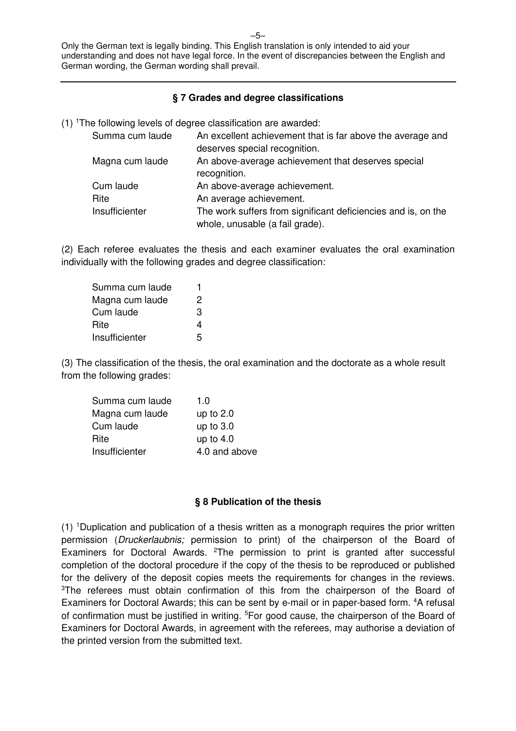Only the German text is legally binding. This English translation is only intended to aid your understanding and does not have legal force. In the event of discrepancies between the English and German wording, the German wording shall prevail.

## § 7 Grades and degree classifications

(1) [1]The following levels of degree classification are awarded:

| | |
|---|---|
| Summa cum laude | An excellent achievement that is far above the average and deserves special recognition. |
| Magna cum laude | An above-average achievement that deserves special recognition. |
| Cum laude | An above-average achievement. |
| Rite | An average achievement. |
| Insufficienter | The work suffers from significant deficiencies and is, on the whole, unusable (a fail grade). |

(2) Each referee evaluates the thesis and each examiner evaluates the oral examination individually with the following grades and degree classification:

| | |
|---|---|
| Summa cum laude | 1 |
| Magna cum laude | 2 |
| Cum laude | 3 |
| Rite | 4 |
| Insufficienter | 5 |

(3) The classification of the thesis, the oral examination and the doctorate as a whole result from the following grades:

| | |
|---|---|
| Summa cum laude | 1.0 |
| Magna cum laude | up to 2.0 |
| Cum laude | up to 3.0 |
| Rite | up to 4.0 |
| Insufficienter | 4.0 and above |

## § 8 Publication of the thesis

(1) [1]Duplication and publication of a thesis written as a monograph requires the prior written permission (*Druckerlaubnis;* permission to print) of the chairperson of the Board of Examiners for Doctoral Awards. [2]The permission to print is granted after successful completion of the doctoral procedure if the copy of the thesis to be reproduced or published for the delivery of the deposit copies meets the requirements for changes in the reviews. [3]The referees must obtain confirmation of this from the chairperson of the Board of Examiners for Doctoral Awards; this can be sent by e-mail or in paper-based form. [4]A refusal of confirmation must be justified in writing. [5]For good cause, the chairperson of the Board of Examiners for Doctoral Awards, in agreement with the referees, may authorise a deviation of the printed version from the submitted text.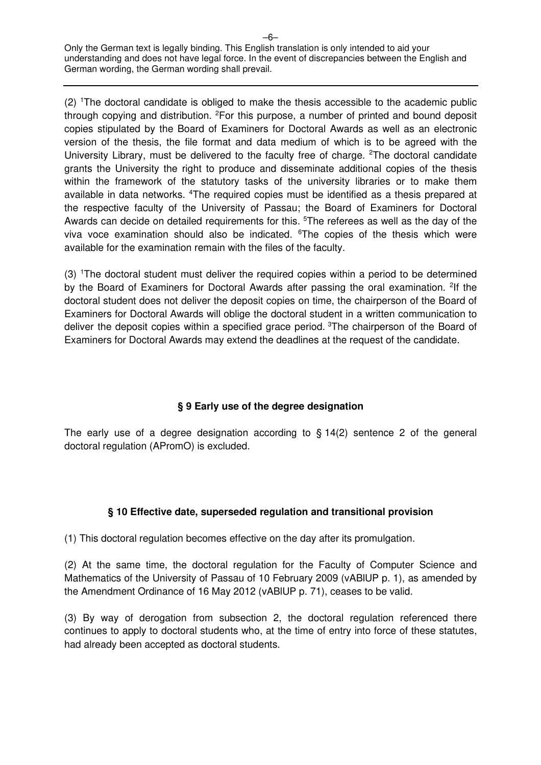Only the German text is legally binding. This English translation is only intended to aid your understanding and does not have legal force. In the event of discrepancies between the English and German wording, the German wording shall prevail.

(2) [1]The doctoral candidate is obliged to make the thesis accessible to the academic public through copying and distribution. [2]For this purpose, a number of printed and bound deposit copies stipulated by the Board of Examiners for Doctoral Awards as well as an electronic version of the thesis, the file format and data medium of which is to be agreed with the University Library, must be delivered to the faculty free of charge. [2]The doctoral candidate grants the University the right to produce and disseminate additional copies of the thesis within the framework of the statutory tasks of the university libraries or to make them available in data networks. [4]The required copies must be identified as a thesis prepared at the respective faculty of the University of Passau; the Board of Examiners for Doctoral Awards can decide on detailed requirements for this. [5]The referees as well as the day of the viva voce examination should also be indicated. [6]The copies of the thesis which were available for the examination remain with the files of the faculty.

(3) [1]The doctoral student must deliver the required copies within a period to be determined by the Board of Examiners for Doctoral Awards after passing the oral examination. [2]If the doctoral student does not deliver the deposit copies on time, the chairperson of the Board of Examiners for Doctoral Awards will oblige the doctoral student in a written communication to deliver the deposit copies within a specified grace period. [3]The chairperson of the Board of Examiners for Doctoral Awards may extend the deadlines at the request of the candidate.

### § 9 Early use of the degree designation

The early use of a degree designation according to § 14(2) sentence 2 of the general doctoral regulation (APromO) is excluded.

### § 10 Effective date, superseded regulation and transitional provision

(1) This doctoral regulation becomes effective on the day after its promulgation.

(2) At the same time, the doctoral regulation for the Faculty of Computer Science and Mathematics of the University of Passau of 10 February 2009 (vABlUP p. 1), as amended by the Amendment Ordinance of 16 May 2012 (vABlUP p. 71), ceases to be valid.

(3) By way of derogation from subsection 2, the doctoral regulation referenced there continues to apply to doctoral students who, at the time of entry into force of these statutes, had already been accepted as doctoral students.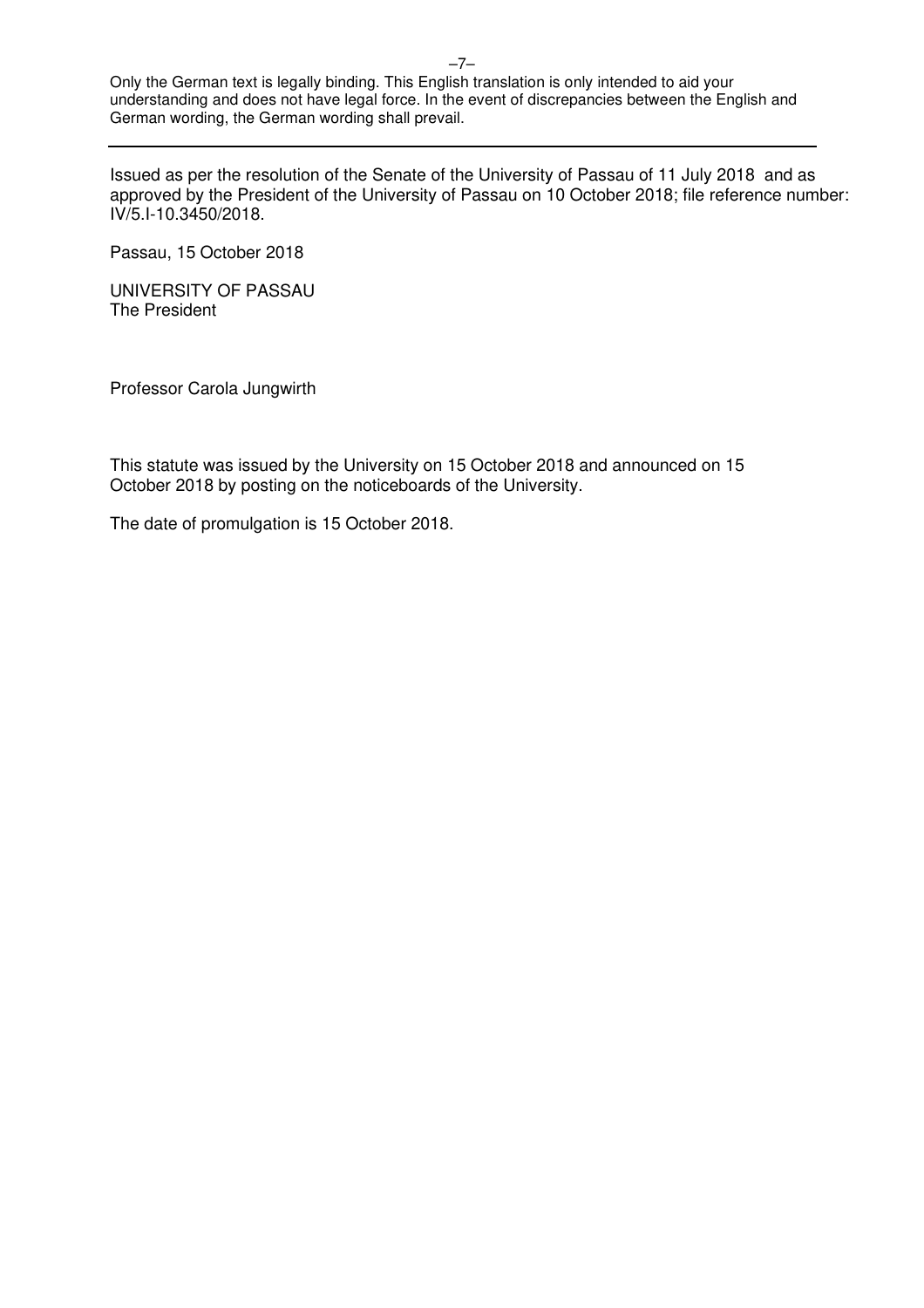Only the German text is legally binding. This English translation is only intended to aid your understanding and does not have legal force. In the event of discrepancies between the English and German wording, the German wording shall prevail.

---

Issued as per the resolution of the Senate of the University of Passau of 11 July 2018 and as approved by the President of the University of Passau on 10 October 2018; file reference number: IV/5.I-10.3450/2018.

Passau, 15 October 2018

UNIVERSITY OF PASSAU
The President

Professor Carola Jungwirth

This statute was issued by the University on 15 October 2018 and announced on 15 October 2018 by posting on the noticeboards of the University.

The date of promulgation is 15 October 2018.